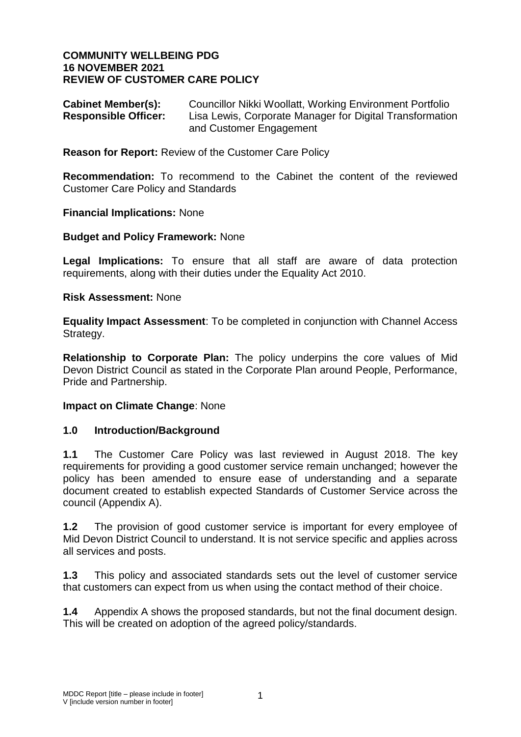**COMMUNITY WELLBEING PDG**
**16 NOVEMBER 2021**
**REVIEW OF CUSTOMER CARE POLICY**

**Cabinet Member(s):** Councillor Nikki Woollatt, Working Environment Portfolio
**Responsible Officer:** Lisa Lewis, Corporate Manager for Digital Transformation and Customer Engagement

**Reason for Report:** Review of the Customer Care Policy

**Recommendation:** To recommend to the Cabinet the content of the reviewed Customer Care Policy and Standards

**Financial Implications:** None

**Budget and Policy Framework:** None

**Legal Implications:** To ensure that all staff are aware of data protection requirements, along with their duties under the Equality Act 2010.

**Risk Assessment:** None

**Equality Impact Assessment**: To be completed in conjunction with Channel Access Strategy.

**Relationship to Corporate Plan:** The policy underpins the core values of Mid Devon District Council as stated in the Corporate Plan around People, Performance, Pride and Partnership.

**Impact on Climate Change**: None

## 1.0 Introduction/Background

**1.1** The Customer Care Policy was last reviewed in August 2018. The key requirements for providing a good customer service remain unchanged; however the policy has been amended to ensure ease of understanding and a separate document created to establish expected Standards of Customer Service across the council (Appendix A).

**1.2** The provision of good customer service is important for every employee of Mid Devon District Council to understand. It is not service specific and applies across all services and posts.

**1.3** This policy and associated standards sets out the level of customer service that customers can expect from us when using the contact method of their choice.

**1.4** Appendix A shows the proposed standards, but not the final document design. This will be created on adoption of the agreed policy/standards.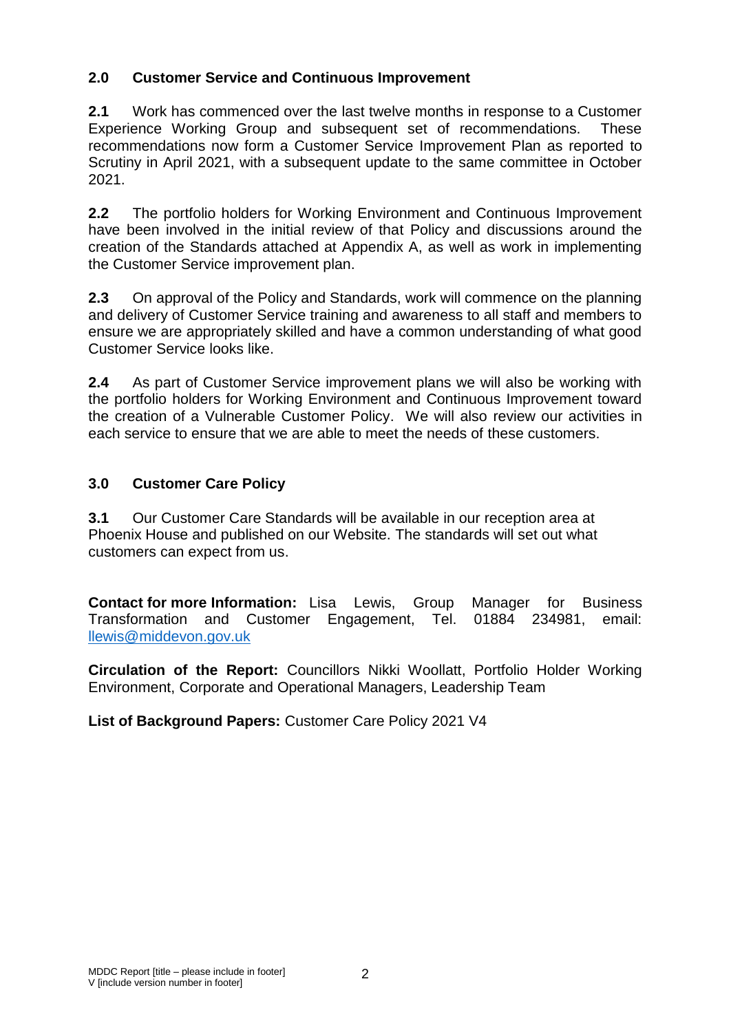## 2.0 Customer Service and Continuous Improvement

**2.1** Work has commenced over the last twelve months in response to a Customer Experience Working Group and subsequent set of recommendations. These recommendations now form a Customer Service Improvement Plan as reported to Scrutiny in April 2021, with a subsequent update to the same committee in October 2021.

**2.2** The portfolio holders for Working Environment and Continuous Improvement have been involved in the initial review of that Policy and discussions around the creation of the Standards attached at Appendix A, as well as work in implementing the Customer Service improvement plan.

**2.3** On approval of the Policy and Standards, work will commence on the planning and delivery of Customer Service training and awareness to all staff and members to ensure we are appropriately skilled and have a common understanding of what good Customer Service looks like.

**2.4** As part of Customer Service improvement plans we will also be working with the portfolio holders for Working Environment and Continuous Improvement toward the creation of a Vulnerable Customer Policy. We will also review our activities in each service to ensure that we are able to meet the needs of these customers.

## 3.0 Customer Care Policy

**3.1** Our Customer Care Standards will be available in our reception area at Phoenix House and published on our Website. The standards will set out what customers can expect from us.

**Contact for more Information:** Lisa Lewis, Group Manager for Business Transformation and Customer Engagement, Tel. 01884 234981, email: llewis@middevon.gov.uk

**Circulation of the Report:** Councillors Nikki Woollatt, Portfolio Holder Working Environment, Corporate and Operational Managers, Leadership Team

**List of Background Papers:** Customer Care Policy 2021 V4